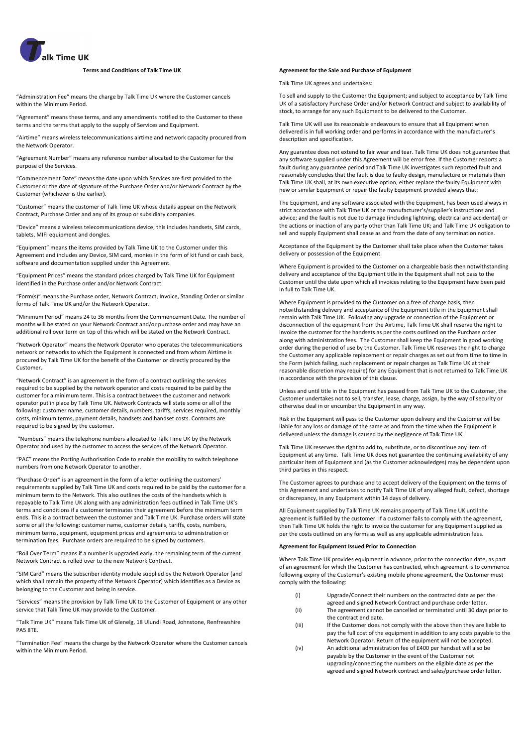# Talk Time UK

## Terms and Conditions of Talk Time UK

"Administration Fee" means the charge by Talk Time UK where the Customer cancels within the Minimum Period.

"Agreement" means these terms, and any amendments notified to the Customer to these terms and the terms that apply to the supply of Services and Equipment.

"Airtime" means wireless telecommunications airtime and network capacity procured from the Network Operator.

"Agreement Number" means any reference number allocated to the Customer for the purpose of the Services.

"Commencement Date" means the date upon which Services are first provided to the Customer or the date of signature of the Purchase Order and/or Network Contract by the Customer (whichever is the earlier).

"Customer" means the customer of Talk Time UK whose details appear on the Network Contract, Purchase Order and any of its group or subsidiary companies.

"Device" means a wireless telecommunications device; this includes handsets, SIM cards, tablets, MIFI equipment and dongles.

"Equipment" means the items provided by Talk Time UK to the Customer under this Agreement and includes any Device, SIM card, monies in the form of kit fund or cash back, software and documentation supplied under this Agreement.

"Equipment Prices" means the standard prices charged by Talk Time UK for Equipment identified in the Purchase order and/or Network Contract.

"Form(s)" means the Purchase order, Network Contract, Invoice, Standing Order or similar forms of Talk Time UK and/or the Network Operator.

"Minimum Period" means 24 to 36 months from the Commencement Date. The number of months will be stated on your Network Contract and/or purchase order and may have an additional roll over term on top of this which will be stated on the Network Contract.

"Network Operator" means the Network Operator who operates the telecommunications network or networks to which the Equipment is connected and from whom Airtime is procured by Talk Time UK for the benefit of the Customer or directly procured by the Customer.

"Network Contract" is an agreement in the form of a contract outlining the services required to be supplied by the network operator and costs required to be paid by the customer for a minimum term. This is a contract between the customer and network operator put in place by Talk Time UK. Network Contracts will state some or all of the following: customer name, customer details, numbers, tariffs, services required, monthly costs, minimum terms, payment details, handsets and handset costs. Contracts are required to be signed by the customer.

"Numbers" means the telephone numbers allocated to Talk Time UK by the Network Operator and used by the customer to access the services of the Network Operator.

"PAC" means the Porting Authorisation Code to enable the mobility to switch telephone numbers from one Network Operator to another.

"Purchase Order" is an agreement in the form of a letter outlining the customers' requirements supplied by Talk Time UK and costs required to be paid by the customer for a minimum term to the Network. This also outlines the costs of the handsets which is repayable to Talk Time UK along with any administration fees outlined in Talk Time UK's terms and conditions if a customer terminates their agreement before the minimum term ends. This is a contract between the customer and Talk Time UK. Purchase orders will state some or all the following: customer name, customer details, tariffs, costs, numbers, minimum terms, equipment, equipment prices and agreements to administration or termination fees. Purchase orders are required to be signed by customers.

"Roll Over Term" means if a number is upgraded early, the remaining term of the current Network Contract is rolled over to the new Network Contract.

"SIM Card" means the subscriber identity module supplied by the Network Operator (and which shall remain the property of the Network Operator) which identifies as a Device as belonging to the Customer and being in service.

"Services" means the provision by Talk Time UK to the Customer of Equipment or any other service that Talk Time UK may provide to the Customer.

"Talk Time UK" means Talk Time UK of Glenelg, 18 Ulundi Road, Johnstone, Renfrewshire PA5 8TE.

"Termination Fee" means the charge by the Network Operator where the Customer cancels within the Minimum Period.

## Agreement for the Sale and Purchase of Equipment

Talk Time UK agrees and undertakes:

To sell and supply to the Customer the Equipment; and subject to acceptance by Talk Time UK of a satisfactory Purchase Order and/or Network Contract and subject to availability of stock, to arrange for any such Equipment to be delivered to the Customer.

Talk Time UK will use its reasonable endeavours to ensure that all Equipment when delivered is in full working order and performs in accordance with the manufacturer's description and specification.

Any guarantee does not extend to fair wear and tear. Talk Time UK does not guarantee that any software supplied under this Agreement will be error free. If the Customer reports a fault during any guarantee period and Talk Time UK investigates such reported fault and reasonably concludes that the fault is due to faulty design, manufacture or materials then Talk Time UK shall, at its own executive option, either replace the faulty Equipment with new or similar Equipment or repair the faulty Equipment provided always that:

The Equipment, and any software associated with the Equipment, has been used always in strict accordance with Talk Time UK or the manufacturer's/supplier's instructions and advice; and the fault is not due to damage (including lightning, electrical and accidental) or the actions or inaction of any party other than Talk Time UK; and Talk Time UK obligation to sell and supply Equipment shall cease as and from the date of any termination notice.

Acceptance of the Equipment by the Customer shall take place when the Customer takes delivery or possession of the Equipment.

Where Equipment is provided to the Customer on a chargeable basis then notwithstanding delivery and acceptance of the Equipment title in the Equipment shall not pass to the Customer until the date upon which all invoices relating to the Equipment have been paid in full to Talk Time UK.

Where Equipment is provided to the Customer on a free of charge basis, then notwithstanding delivery and acceptance of the Equipment title in the Equipment shall remain with Talk Time UK. Following any upgrade or connection of the Equipment or disconnection of the equipment from the Airtime, Talk Time UK shall reserve the right to invoice the customer for the handsets as per the costs outlined on the Purchase order along with administration fees. The Customer shall keep the Equipment in good working order during the period of use by the Customer. Talk Time UK reserves the right to charge the Customer any applicable replacement or repair charges as set out from time to time in the Form (which failing, such replacement or repair charges as Talk Time UK at their reasonable discretion may require) for any Equipment that is not returned to Talk Time UK in accordance with the provision of this clause.

Unless and until title in the Equipment has passed from Talk Time UK to the Customer, the Customer undertakes not to sell, transfer, lease, charge, assign, by the way of security or otherwise deal in or encumber the Equipment in any way.

Risk in the Equipment will pass to the Customer upon delivery and the Customer will be liable for any loss or damage of the same as and from the time when the Equipment is delivered unless the damage is caused by the negligence of Talk Time UK.

Talk Time UK reserves the right to add to, substitute, or to discontinue any item of Equipment at any time. Talk Time UK does not guarantee the continuing availability of any particular item of Equipment and (as the Customer acknowledges) may be dependent upon third parties in this respect.

The Customer agrees to purchase and to accept delivery of the Equipment on the terms of this Agreement and undertakes to notify Talk Time UK of any alleged fault, defect, shortage or discrepancy, in any Equipment within 14 days of delivery.

All Equipment supplied by Talk Time UK remains property of Talk Time UK until the agreement is fulfilled by the customer. If a customer fails to comply with the agreement, then Talk Time UK holds the right to invoice the customer for any Equipment supplied as per the costs outlined on any forms as well as any applicable administration fees.

## Agreement for Equipment Issued Prior to Connection

Where Talk Time UK provides equipment in advance, prior to the connection date, as part of an agreement for which the Customer has contracted, which agreement is to commence following expiry of the Customer's existing mobile phone agreement, the Customer must comply with the following:

(i) Upgrade/Connect their numbers on the contracted date as per the agreed and signed Network Contract and purchase order letter.

(ii) The agreement cannot be cancelled or terminated until 30 days prior to the contract end date.

(iii) If the Customer does not comply with the above then they are liable to pay the full cost of the equipment in addition to any costs payable to the Network Operator. Return of the equipment will not be accepted.

(iv) An additional administration fee of £400 per handset will also be payable by the Customer in the event of the Customer not upgrading/connecting the numbers on the eligible date as per the agreed and signed Network contract and sales/purchase order letter.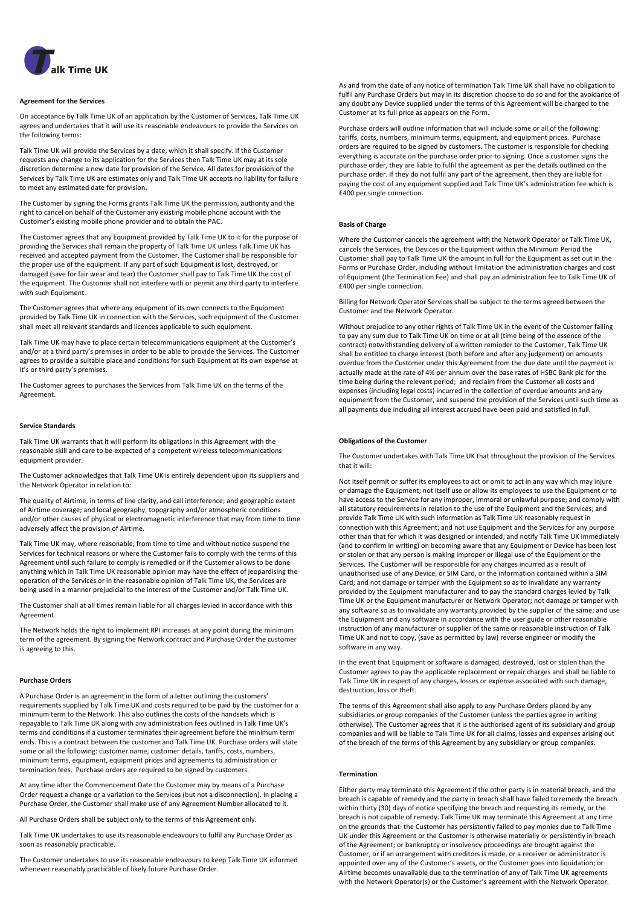## Agreement for the Services

On acceptance by Talk Time UK of an application by the Customer of Services, Talk Time UK agrees and undertakes that it will use its reasonable endeavours to provide the Services on the following terms:

Talk Time UK will provide the Services by a date, which it shall specify. If the Customer requests any change to its application for the Services then Talk Time UK may at its sole discretion determine a new date for provision of the Service. All dates for provision of the Services by Talk Time UK are estimates only and Talk Time UK accepts no liability for failure to meet any estimated date for provision.

The Customer by signing the Forms grants Talk Time UK the permission, authority and the right to cancel on behalf of the Customer any existing mobile phone account with the Customer's existing mobile phone provider and to obtain the PAC.

The Customer agrees that any Equipment provided by Talk Time UK to it for the purpose of providing the Services shall remain the property of Talk Time UK unless Talk Time UK has received and accepted payment from the Customer, The Customer shall be responsible for the proper use of the equipment. If any part of such Equipment is lost, destroyed, or damaged (save for fair wear and tear) the Customer shall pay to Talk Time UK the cost of the equipment. The Customer shall not interfere with or permit any third party to interfere with such Equipment.

The Customer agrees that where any equipment of its own connects to the Equipment provided by Talk Time UK in connection with the Services, such equipment of the Customer shall meet all relevant standards and licences applicable to such equipment.

Talk Time UK may have to place certain telecommunications equipment at the Customer's and/or at a third party's premises in order to be able to provide the Services. The Customer agrees to provide a suitable place and conditions for such Equipment at its own expense at it's or third party's premises.

The Customer agrees to purchases the Services from Talk Time UK on the terms of the Agreement.

## Service Standards

Talk Time UK warrants that it will perform its obligations in this Agreement with the reasonable skill and care to be expected of a competent wireless telecommunications equipment provider.

The Customer acknowledges that Talk Time UK is entirely dependent upon its suppliers and the Network Operator in relation to:

The quality of Airtime, in terms of line clarity, and call interference; and geographic extent of Airtime coverage; and local geography, topography and/or atmospheric conditions and/or other causes of physical or electromagnetic interference that may from time to time adversely affect the provision of Airtime.

Talk Time UK may, where reasonable, from time to time and without notice suspend the Services for technical reasons or where the Customer fails to comply with the terms of this Agreement until such failure to comply is remedied or if the Customer allows to be done anything which in Talk Time UK reasonable opinion may have the effect of jeopardising the operation of the Services or in the reasonable opinion of Talk Time UK, the Services are being used in a manner prejudicial to the interest of the Customer and/or Talk Time UK.

The Customer shall at all times remain liable for all charges levied in accordance with this Agreement.

The Network holds the right to implement RPI increases at any point during the minimum term of the agreement. By signing the Network contract and Purchase Order the customer is agreeing to this.

## Purchase Orders

A Purchase Order is an agreement in the form of a letter outlining the customers' requirements supplied by Talk Time UK and costs required to be paid by the customer for a minimum term to the Network. This also outlines the costs of the handsets which is repayable to Talk Time UK along with any administration fees outlined in Talk Time UK's terms and conditions if a customer terminates their agreement before the minimum term ends. This is a contract between the customer and Talk Time UK. Purchase orders will state some or all the following: customer name, customer details, tariffs, costs, numbers, minimum terms, equipment, equipment prices and agreements to administration or termination fees. Purchase orders are required to be signed by customers.

At any time after the Commencement Date the Customer may by means of a Purchase Order request a change or a variation to the Services (but not a disconnection). In placing a Purchase Order, the Customer shall make use of any Agreement Number allocated to it.

All Purchase Orders shall be subject only to the terms of this Agreement only.

Talk Time UK undertakes to use its reasonable endeavours to fulfil any Purchase Order as soon as reasonably practicable.

The Customer undertakes to use its reasonable endeavours to keep Talk Time UK informed whenever reasonably practicable of likely future Purchase Order.

As and from the date of any notice of termination Talk Time UK shall have no obligation to fulfil any Purchase Orders but may in its discretion choose to do so and for the avoidance of any doubt any Device supplied under the terms of this Agreement will be charged to the Customer at its full price as appears on the Form.

Purchase orders will outline information that will include some or all of the following: tariffs, costs, numbers, minimum terms, equipment, and equipment prices. Purchase orders are required to be signed by customers. The customer is responsible for checking everything is accurate on the purchase order prior to signing. Once a customer signs the purchase order, they are liable to fulfil the agreement as per the details outlined on the purchase order. If they do not fulfil any part of the agreement, then they are liable for paying the cost of any equipment supplied and Talk Time UK's administration fee which is £400 per single connection.

## Basis of Charge

Where the Customer cancels the agreement with the Network Operator or Talk Time UK, cancels the Services, the Devices or the Equipment within the Minimum Period the Customer shall pay to Talk Time UK the amount in full for the Equipment as set out in the Forms or Purchase Order, including without limitation the administration charges and cost of Equipment (the Termination Fee) and shall pay an administration fee to Talk Time UK of £400 per single connection.

Billing for Network Operator Services shall be subject to the terms agreed between the Customer and the Network Operator.

Without prejudice to any other rights of Talk Time UK in the event of the Customer failing to pay any sum due to Talk Time UK on time or at all (time being of the essence of the contract) notwithstanding delivery of a written reminder to the Customer, Talk Time UK shall be entitled to charge interest (both before and after any judgement) on amounts overdue from the Customer under this Agreement from the due date until the payment is actually made at the rate of 4% per annum over the base rates of HSBC Bank plc for the time being during the relevant period; and reclaim from the Customer all costs and expenses (including legal costs) incurred in the collection of overdue amounts and any equipment from the Customer, and suspend the provision of the Services until such time as all payments due including all interest accrued have been paid and satisfied in full.

## Obligations of the Customer

The Customer undertakes with Talk Time UK that throughout the provision of the Services that it will:

Not itself permit or suffer its employees to act or omit to act in any way which may injure or damage the Equipment; not itself use or allow its employees to use the Equipment or to have access to the Service for any improper, immoral or unlawful purpose; and comply with all statutory requirements in relation to the use of the Equipment and the Services; and provide Talk Time UK with such information as Talk Time UK reasonably request in connection with this Agreement; and not use Equipment and the Services for any purpose other than that for which it was designed or intended; and notify Talk Time UK immediately (and to confirm in writing) on becoming aware that any Equipment or Device has been lost or stolen or that any person is making improper or illegal use of the Equipment or the Services. The Customer will be responsible for any charges incurred as a result of unauthorised use of any Device, or SIM Card, or the information contained within a SIM Card; and not damage or tamper with the Equipment so as to invalidate any warranty provided by the Equipment manufacturer and to pay the standard charges levied by Talk Time UK or the Equipment manufacturer or Network Operator; not damage or tamper with any software so as to invalidate any warranty provided by the supplier of the same; and use the Equipment and any software in accordance with the user guide or other reasonable instruction of any manufacturer or supplier of the same or reasonable instruction of Talk Time UK and not to copy, (save as permitted by law) reverse engineer or modify the software in any way.

In the event that Equipment or software is damaged, destroyed, lost or stolen than the Customer agrees to pay the applicable replacement or repair charges and shall be liable to Talk Time UK in respect of any charges, losses or expense associated with such damage, destruction, loss or theft.

The terms of this Agreement shall also apply to any Purchase Orders placed by any subsidiaries or group companies of the Customer (unless the parties agree in writing otherwise). The Customer agrees that it is the authorised agent of its subsidiary and group companies and will be liable to Talk Time UK for all claims, losses and expenses arising out of the breach of the terms of this Agreement by any subsidiary or group companies.

## Termination

Either party may terminate this Agreement if the other party is in material breach, and the breach is capable of remedy and the party in breach shall have failed to remedy the breach within thirty (30) days of notice specifying the breach and requesting its remedy, or the breach is not capable of remedy. Talk Time UK may terminate this Agreement at any time on the grounds that: the Customer has persistently failed to pay monies due to Talk Time UK under this Agreement or the Customer is otherwise materially or persistently in breach of the Agreement; or bankruptcy or insolvency proceedings are brought against the Customer, or if an arrangement with creditors is made, or a receiver or administrator is appointed over any of the Customer's assets, or the Customer goes into liquidation; or Airtime becomes unavailable due to the termination of any of Talk Time UK agreements with the Network Operator(s) or the Customer's agreement with the Network Operator.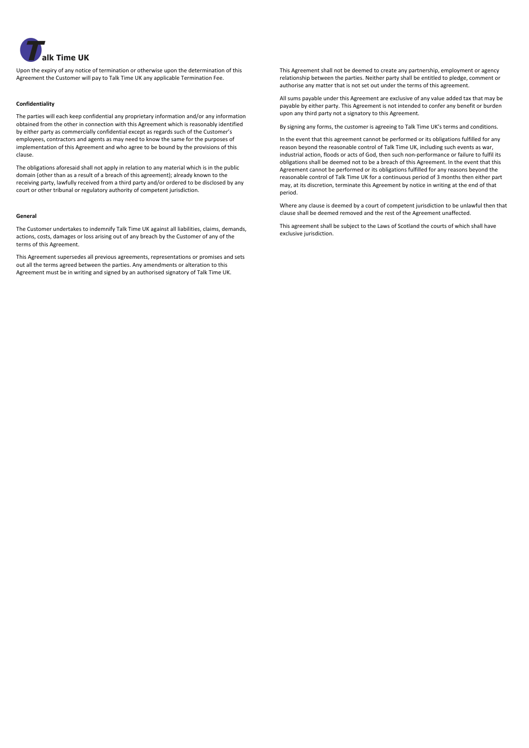Upon the expiry of any notice of termination or otherwise upon the determination of this Agreement the Customer will pay to Talk Time UK any applicable Termination Fee.

**Confidentiality**

The parties will each keep confidential any proprietary information and/or any information obtained from the other in connection with this Agreement which is reasonably identified by either party as commercially confidential except as regards such of the Customer's employees, contractors and agents as may need to know the same for the purposes of implementation of this Agreement and who agree to be bound by the provisions of this clause.

The obligations aforesaid shall not apply in relation to any material which is in the public domain (other than as a result of a breach of this agreement); already known to the receiving party, lawfully received from a third party and/or ordered to be disclosed by any court or other tribunal or regulatory authority of competent jurisdiction.

**General**

The Customer undertakes to indemnify Talk Time UK against all liabilities, claims, demands, actions, costs, damages or loss arising out of any breach by the Customer of any of the terms of this Agreement.

This Agreement supersedes all previous agreements, representations or promises and sets out all the terms agreed between the parties. Any amendments or alteration to this Agreement must be in writing and signed by an authorised signatory of Talk Time UK.

This Agreement shall not be deemed to create any partnership, employment or agency relationship between the parties. Neither party shall be entitled to pledge, comment or authorise any matter that is not set out under the terms of this agreement.

All sums payable under this Agreement are exclusive of any value added tax that may be payable by either party. This Agreement is not intended to confer any benefit or burden upon any third party not a signatory to this Agreement.

By signing any forms, the customer is agreeing to Talk Time UK's terms and conditions.

In the event that this agreement cannot be performed or its obligations fulfilled for any reason beyond the reasonable control of Talk Time UK, including such events as war, industrial action, floods or acts of God, then such non-performance or failure to fulfil its obligations shall be deemed not to be a breach of this Agreement. In the event that this Agreement cannot be performed or its obligations fulfilled for any reasons beyond the reasonable control of Talk Time UK for a continuous period of 3 months then either part may, at its discretion, terminate this Agreement by notice in writing at the end of that period.

Where any clause is deemed by a court of competent jurisdiction to be unlawful then that clause shall be deemed removed and the rest of the Agreement unaffected.

This agreement shall be subject to the Laws of Scotland the courts of which shall have exclusive jurisdiction.